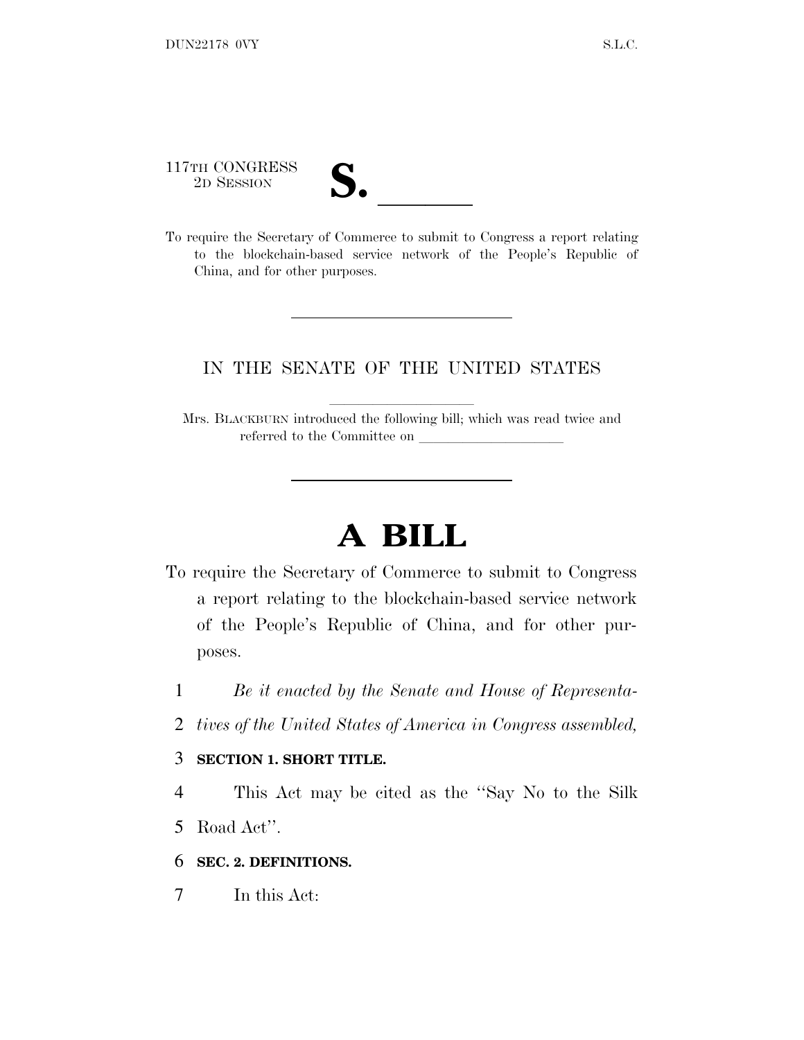117TH CONGRESS
2D SESSION

# S. \_\_\_\_\_\_

To require the Secretary of Commerce to submit to Congress a report relating to the blockchain-based service network of the People's Republic of China, and for other purposes.

---

IN THE SENATE OF THE UNITED STATES

---

Mrs. BLACKBURN introduced the following bill; which was read twice and referred to the Committee on \_\_\_\_\_\_\_\_\_\_\_\_\_\_\_\_\_\_\_\_

---

# A BILL

To require the Secretary of Commerce to submit to Congress a report relating to the blockchain-based service network of the People's Republic of China, and for other purposes.

1 *Be it enacted by the Senate and House of Representa-*
2 *tives of the United States of America in Congress assembled,*

3 **SECTION 1. SHORT TITLE.**

4 This Act may be cited as the "Say No to the Silk
5 Road Act".

6 **SEC. 2. DEFINITIONS.**

7 In this Act: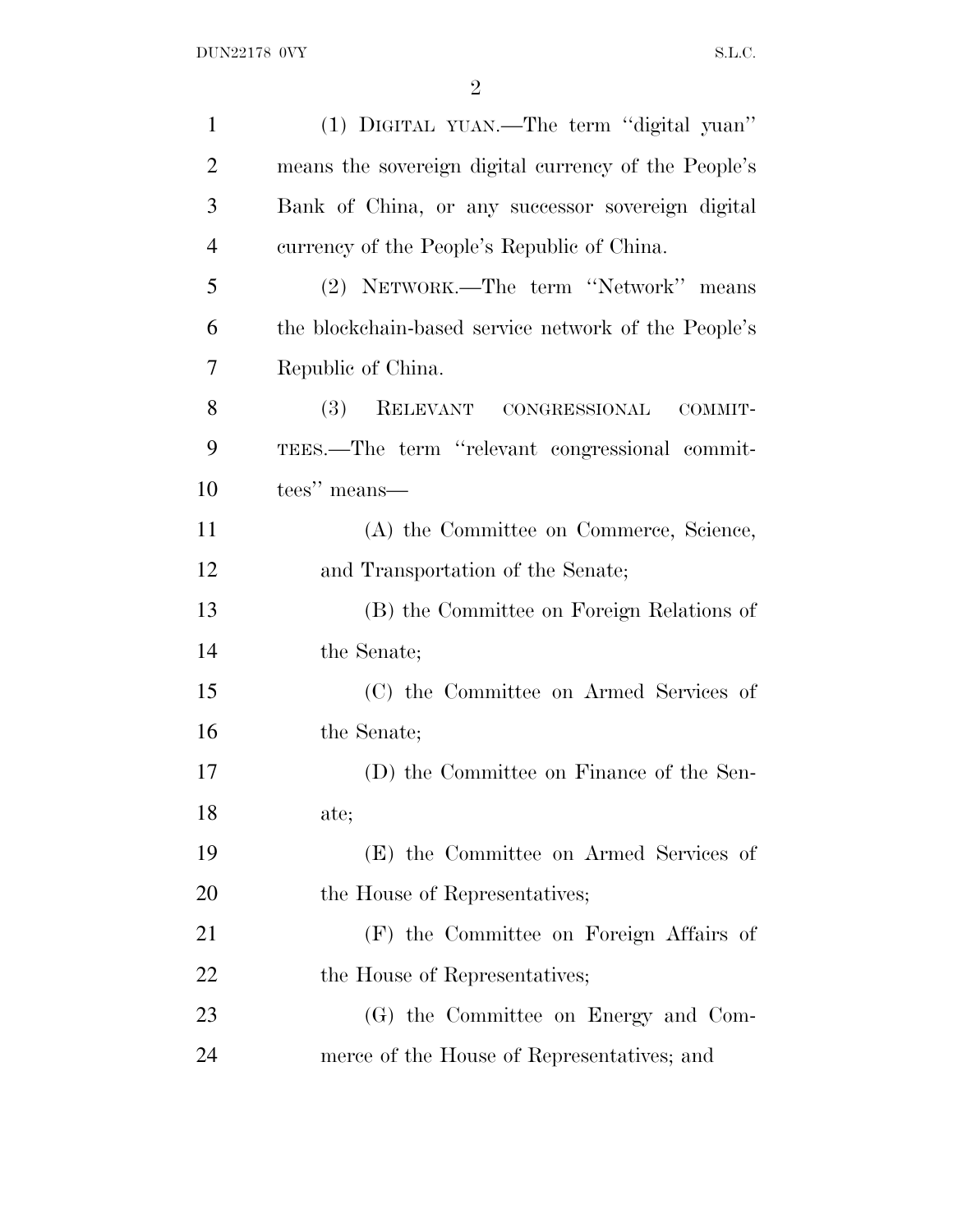(1) DIGITAL YUAN.—The term ''digital yuan'' means the sovereign digital currency of the People's Bank of China, or any successor sovereign digital currency of the People's Republic of China.

(2) NETWORK.—The term ''Network'' means the blockchain-based service network of the People's Republic of China.

(3) RELEVANT CONGRESSIONAL COMMITTEES.—The term ''relevant congressional committees'' means—

(A) the Committee on Commerce, Science, and Transportation of the Senate;

(B) the Committee on Foreign Relations of the Senate;

(C) the Committee on Armed Services of the Senate;

(D) the Committee on Finance of the Senate;

(E) the Committee on Armed Services of the House of Representatives;

(F) the Committee on Foreign Affairs of the House of Representatives;

(G) the Committee on Energy and Commerce of the House of Representatives; and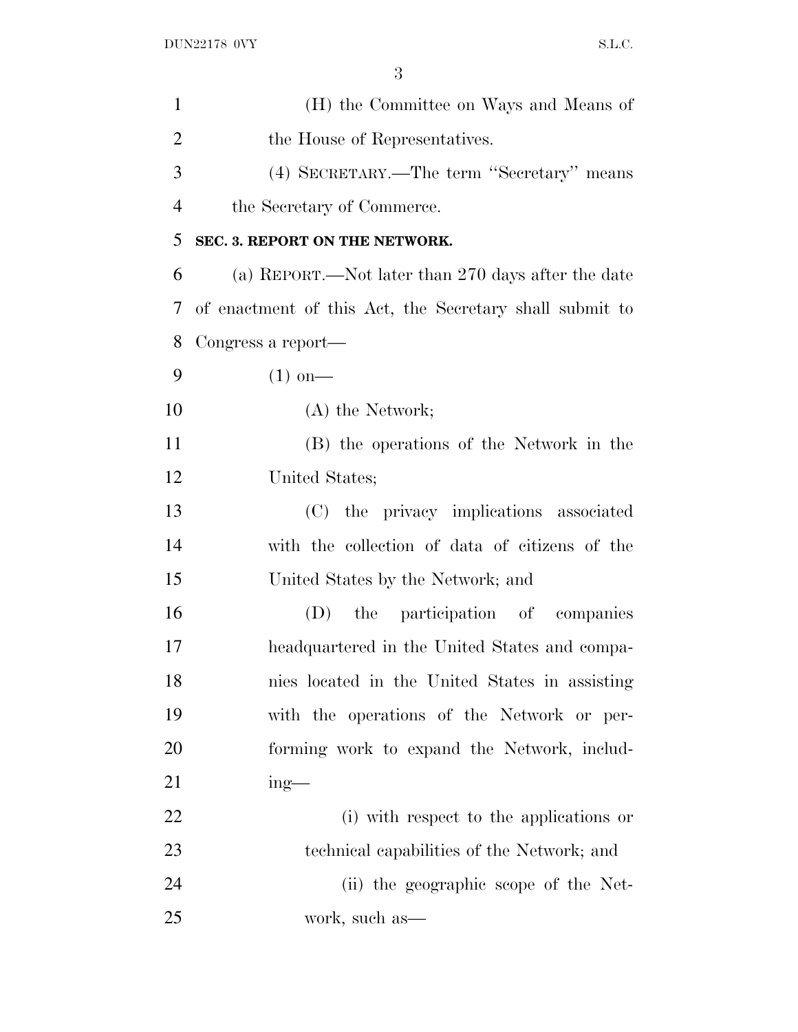(H) the Committee on Ways and Means of the House of Representatives.

(4) SECRETARY.—The term "Secretary" means the Secretary of Commerce.

**SEC. 3. REPORT ON THE NETWORK.**

(a) REPORT.—Not later than 270 days after the date of enactment of this Act, the Secretary shall submit to Congress a report—

(1) on—

(A) the Network;

(B) the operations of the Network in the United States;

(C) the privacy implications associated with the collection of data of citizens of the United States by the Network; and

(D) the participation of companies headquartered in the United States and companies located in the United States in assisting with the operations of the Network or performing work to expand the Network, including—

(i) with respect to the applications or technical capabilities of the Network; and

(ii) the geographic scope of the Network, such as—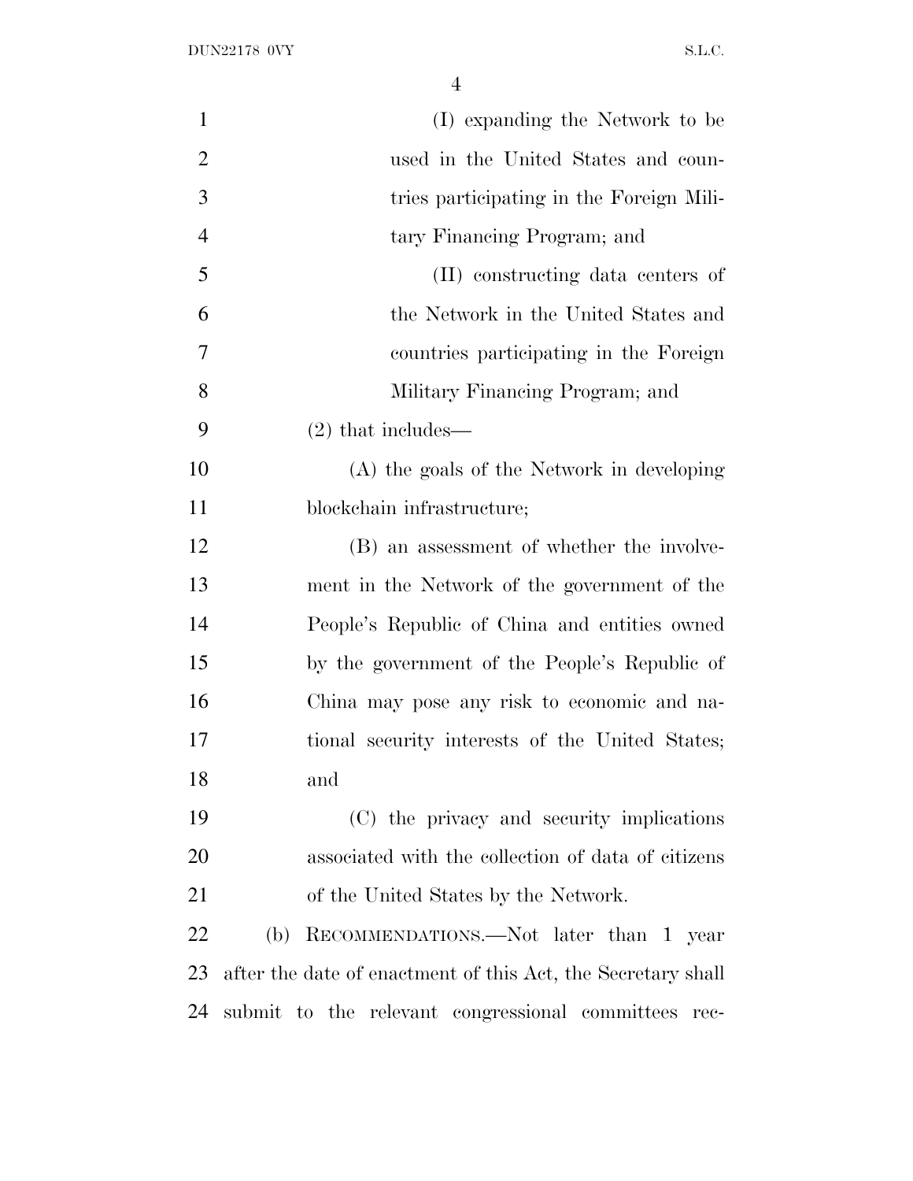(I) expanding the Network to be used in the United States and countries participating in the Foreign Military Financing Program; and

(II) constructing data centers of the Network in the United States and countries participating in the Foreign Military Financing Program; and

(2) that includes—

(A) the goals of the Network in developing blockchain infrastructure;

(B) an assessment of whether the involvement in the Network of the government of the People's Republic of China and entities owned by the government of the People's Republic of China may pose any risk to economic and national security interests of the United States; and

(C) the privacy and security implications associated with the collection of data of citizens of the United States by the Network.

(b) RECOMMENDATIONS.—Not later than 1 year after the date of enactment of this Act, the Secretary shall submit to the relevant congressional committees rec-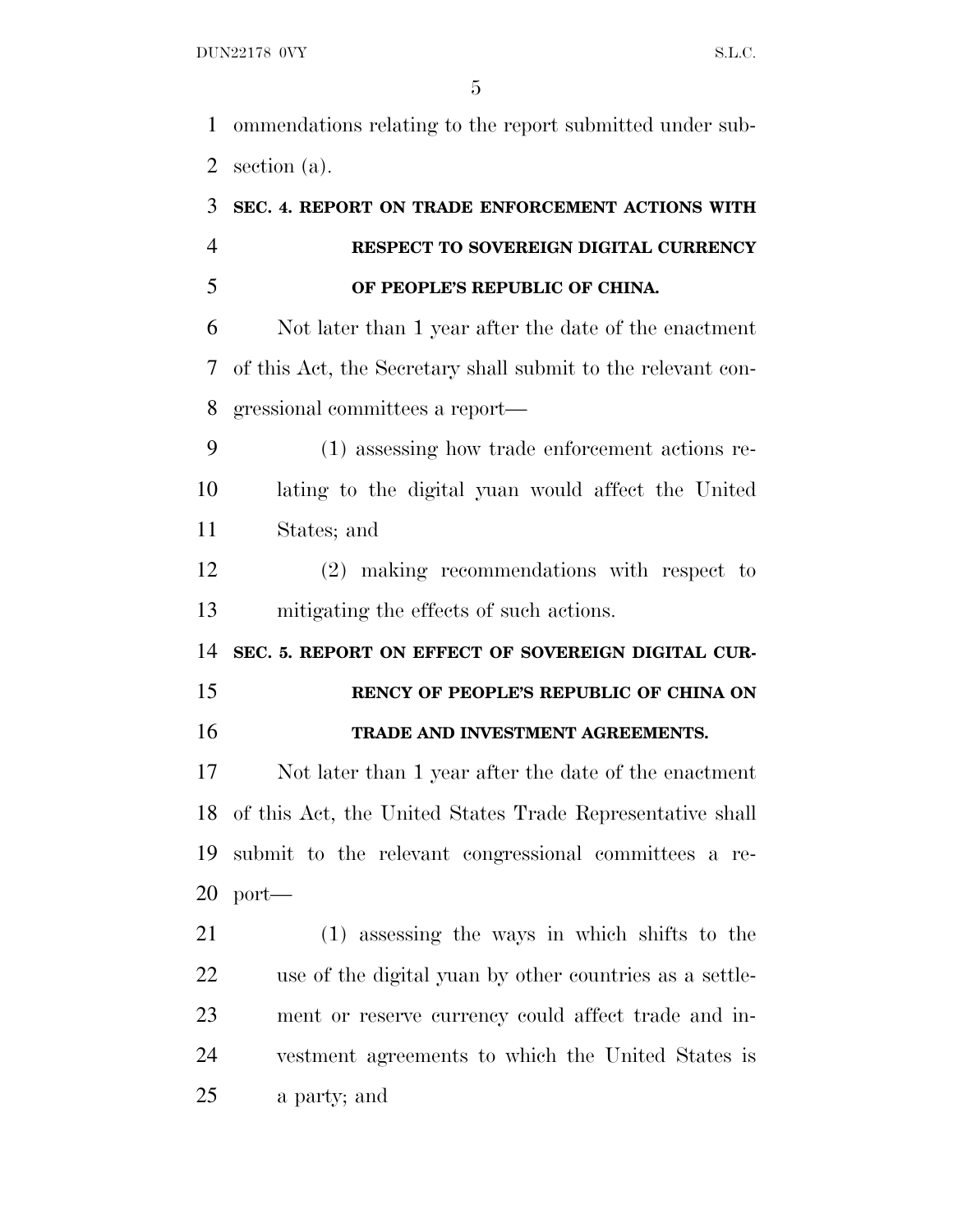ommendations relating to the report submitted under subsection (a).

### SEC. 4. REPORT ON TRADE ENFORCEMENT ACTIONS WITH RESPECT TO SOVEREIGN DIGITAL CURRENCY OF PEOPLE'S REPUBLIC OF CHINA.

Not later than 1 year after the date of the enactment of this Act, the Secretary shall submit to the relevant congressional committees a report—

(1) assessing how trade enforcement actions relating to the digital yuan would affect the United States; and

(2) making recommendations with respect to mitigating the effects of such actions.

### SEC. 5. REPORT ON EFFECT OF SOVEREIGN DIGITAL CURRENCY OF PEOPLE'S REPUBLIC OF CHINA ON TRADE AND INVESTMENT AGREEMENTS.

Not later than 1 year after the date of the enactment of this Act, the United States Trade Representative shall submit to the relevant congressional committees a report—

(1) assessing the ways in which shifts to the use of the digital yuan by other countries as a settlement or reserve currency could affect trade and investment agreements to which the United States is a party; and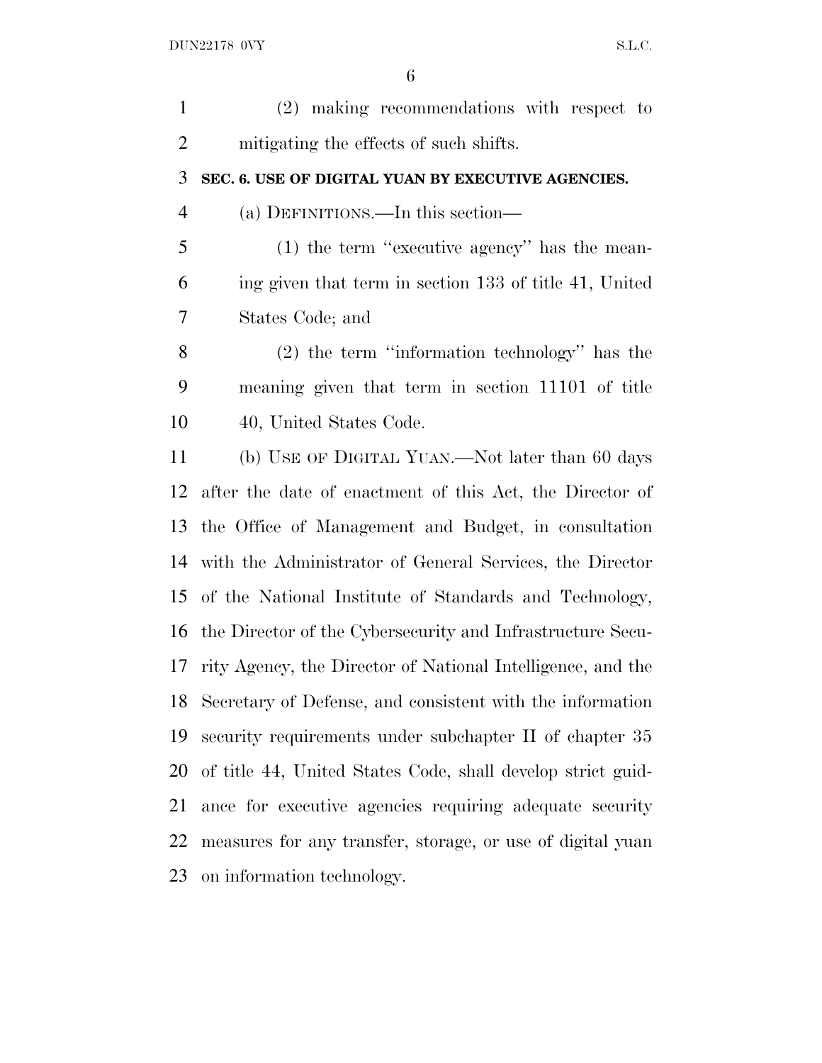(2) making recommendations with respect to mitigating the effects of such shifts.

**SEC. 6. USE OF DIGITAL YUAN BY EXECUTIVE AGENCIES.**

(a) DEFINITIONS.—In this section—

(1) the term ''executive agency'' has the meaning given that term in section 133 of title 41, United States Code; and

(2) the term ''information technology'' has the meaning given that term in section 11101 of title 40, United States Code.

(b) USE OF DIGITAL YUAN.—Not later than 60 days after the date of enactment of this Act, the Director of the Office of Management and Budget, in consultation with the Administrator of General Services, the Director of the National Institute of Standards and Technology, the Director of the Cybersecurity and Infrastructure Security Agency, the Director of National Intelligence, and the Secretary of Defense, and consistent with the information security requirements under subchapter II of chapter 35 of title 44, United States Code, shall develop strict guidance for executive agencies requiring adequate security measures for any transfer, storage, or use of digital yuan on information technology.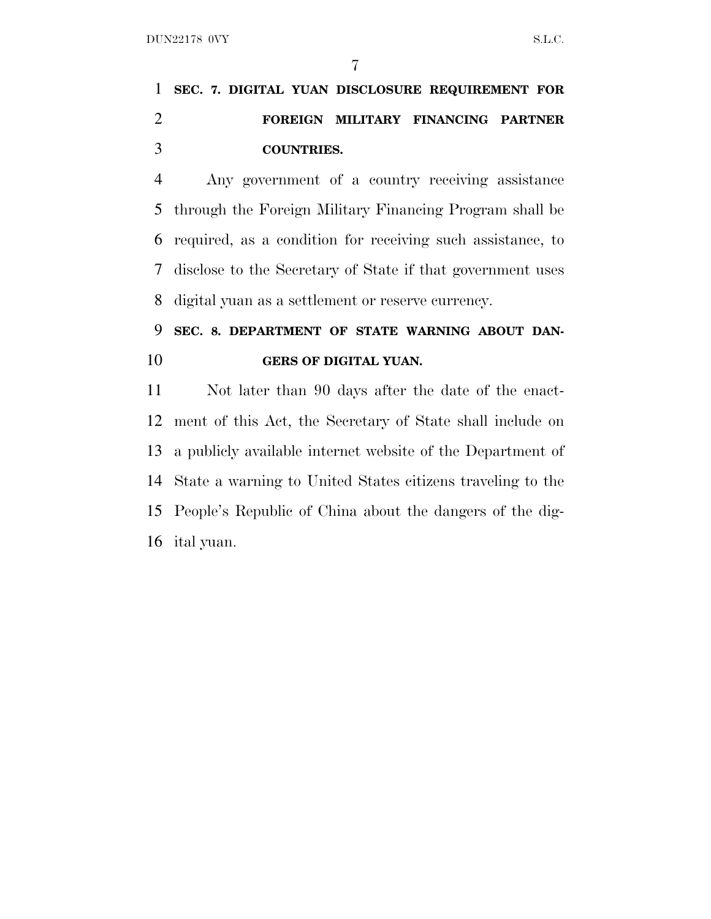**SEC. 7. DIGITAL YUAN DISCLOSURE REQUIREMENT FOR FOREIGN MILITARY FINANCING PARTNER COUNTRIES.**

Any government of a country receiving assistance through the Foreign Military Financing Program shall be required, as a condition for receiving such assistance, to disclose to the Secretary of State if that government uses digital yuan as a settlement or reserve currency.

**SEC. 8. DEPARTMENT OF STATE WARNING ABOUT DANGERS OF DIGITAL YUAN.**

Not later than 90 days after the date of the enactment of this Act, the Secretary of State shall include on a publicly available internet website of the Department of State a warning to United States citizens traveling to the People's Republic of China about the dangers of the digital yuan.